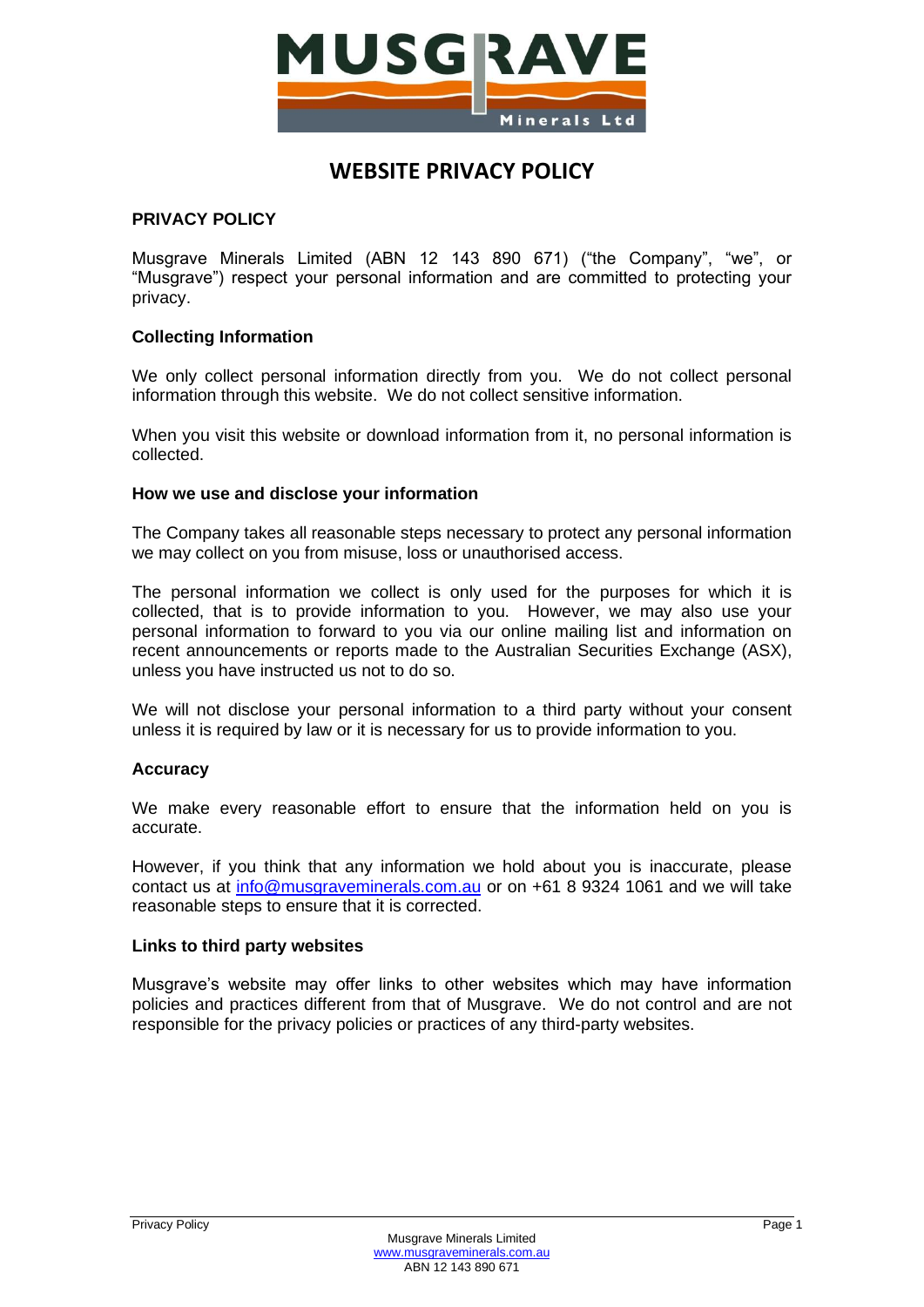# WEBSITE PRIVACY POLICY

## PRIVACY POLICY

Musgrave Minerals Limited (ABN 12 143 890 671) ("the Company", "we", or "Musgrave") respect your personal information and are committed to protecting your privacy.

### Collecting Information

We only collect personal information directly from you. We do not collect personal information through this website. We do not collect sensitive information.

When you visit this website or download information from it, no personal information is collected.

### How we use and disclose your information

The Company takes all reasonable steps necessary to protect any personal information we may collect on you from misuse, loss or unauthorised access.

The personal information we collect is only used for the purposes for which it is collected, that is to provide information to you. However, we may also use your personal information to forward to you via our online mailing list and information on recent announcements or reports made to the Australian Securities Exchange (ASX), unless you have instructed us not to do so.

We will not disclose your personal information to a third party without your consent unless it is required by law or it is necessary for us to provide information to you.

### Accuracy

We make every reasonable effort to ensure that the information held on you is accurate.

However, if you think that any information we hold about you is inaccurate, please contact us at info@musgraveminerals.com.au or on +61 8 9324 1061 and we will take reasonable steps to ensure that it is corrected.

### Links to third party websites

Musgrave's website may offer links to other websites which may have information policies and practices different from that of Musgrave. We do not control and are not responsible for the privacy policies or practices of any third-party websites.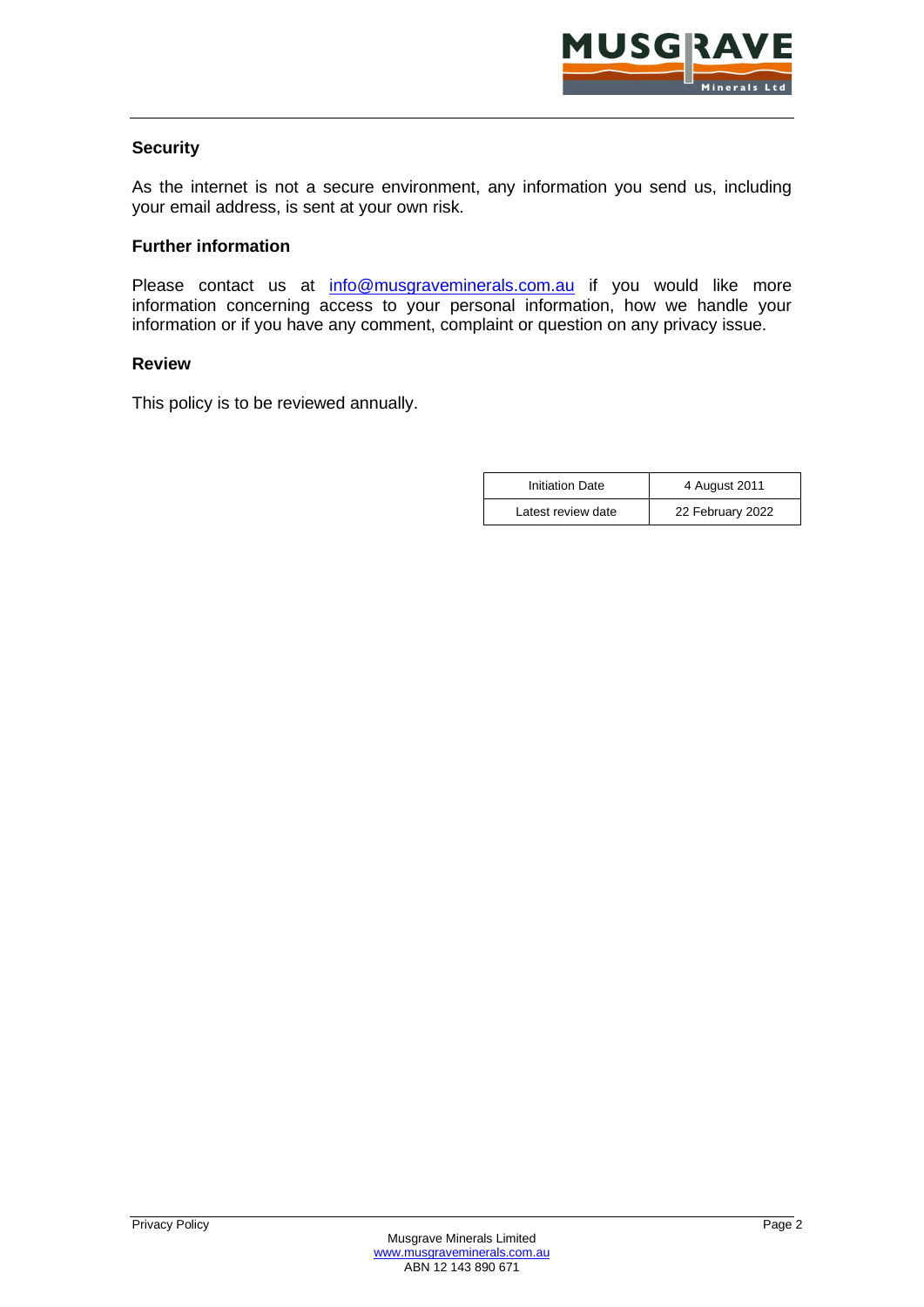### Security

As the internet is not a secure environment, any information you send us, including your email address, is sent at your own risk.

### Further information

Please contact us at info@musgraveminerals.com.au if you would like more information concerning access to your personal information, how we handle your information or if you have any comment, complaint or question on any privacy issue.

### Review

This policy is to be reviewed annually.

| | |
|---|---|
| Initiation Date | 4 August 2011 |
| Latest review date | 22 February 2022 |